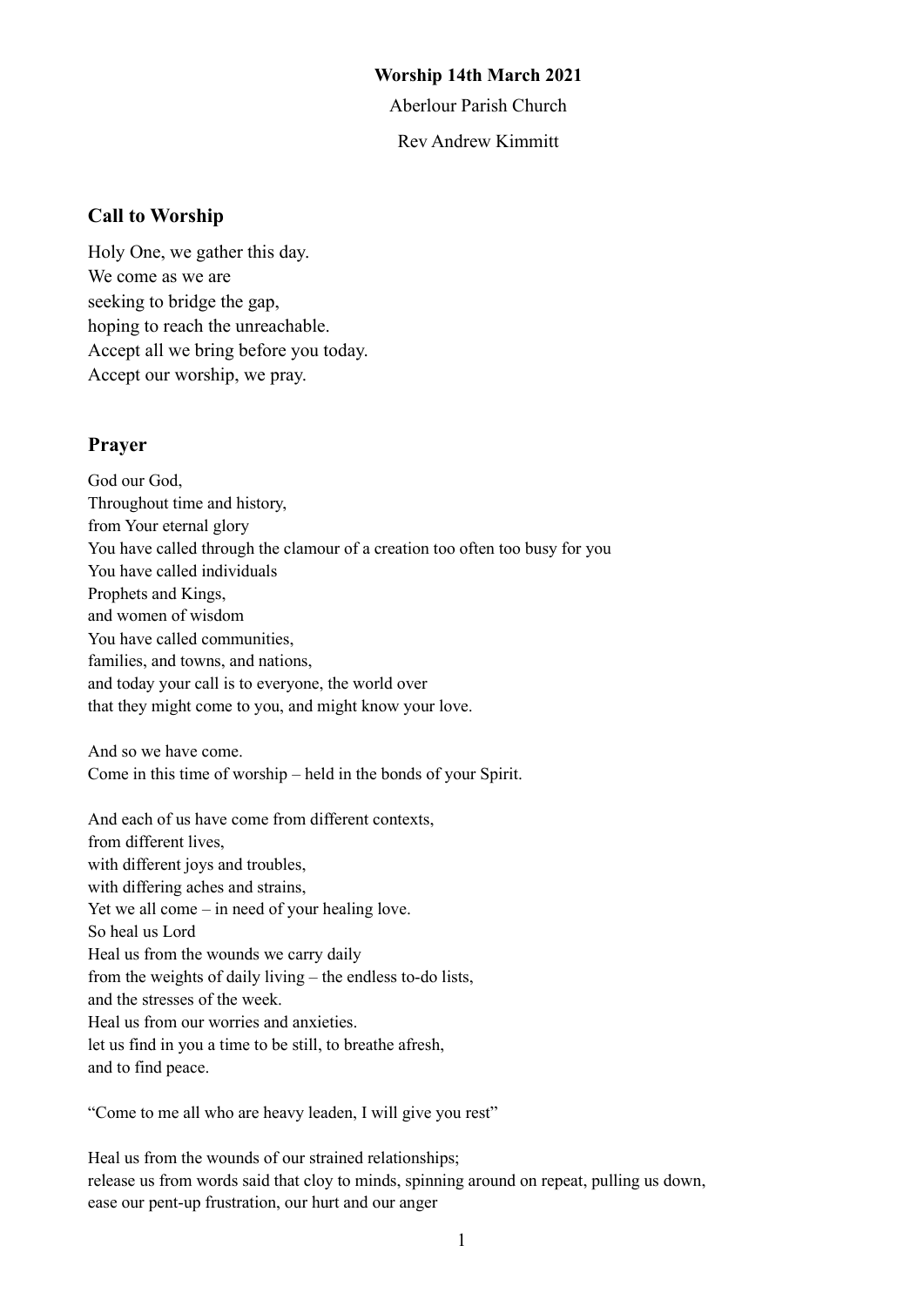**Worship 14th March 2021**

Aberlour Parish Church

Rev Andrew Kimmitt

## Call to Worship

Holy One, we gather this day.
We come as we are
seeking to bridge the gap,
hoping to reach the unreachable.
Accept all we bring before you today.
Accept our worship, we pray.

## Prayer

God our God,
Throughout time and history,
from Your eternal glory
You have called through the clamour of a creation too often too busy for you
You have called individuals
Prophets and Kings,
and women of wisdom
You have called communities,
families, and towns, and nations,
and today your call is to everyone, the world over
that they might come to you, and might know your love.

And so we have come.
Come in this time of worship – held in the bonds of your Spirit.

And each of us have come from different contexts,
from different lives,
with different joys and troubles,
with differing aches and strains,
Yet we all come – in need of your healing love.
So heal us Lord
Heal us from the wounds we carry daily
from the weights of daily living – the endless to-do lists,
and the stresses of the week.
Heal us from our worries and anxieties.
let us find in you a time to be still, to breathe afresh,
and to find peace.

"Come to me all who are heavy leaden, I will give you rest"

Heal us from the wounds of our strained relationships;
release us from words said that cloy to minds, spinning around on repeat, pulling us down,
ease our pent-up frustration, our hurt and our anger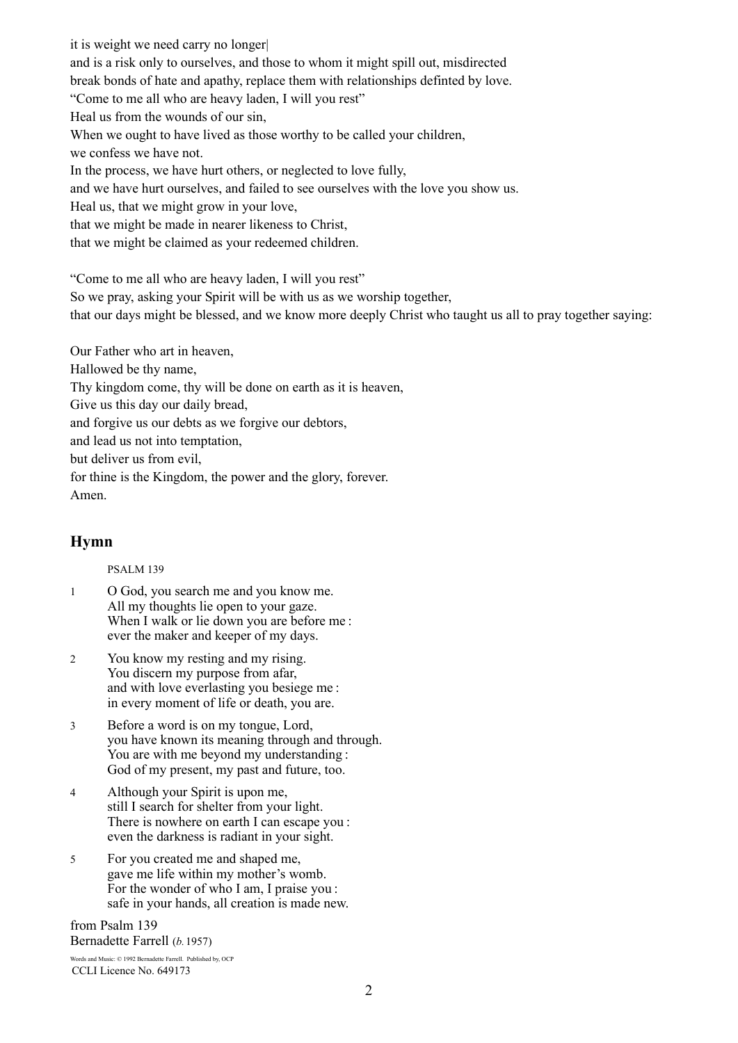it is weight we need carry no longer|
and is a risk only to ourselves, and those to whom it might spill out, misdirected
break bonds of hate and apathy, replace them with relationships definted by love.
"Come to me all who are heavy laden, I will you rest"
Heal us from the wounds of our sin,
When we ought to have lived as those worthy to be called your children,
we confess we have not.
In the process, we have hurt others, or neglected to love fully,
and we have hurt ourselves, and failed to see ourselves with the love you show us.
Heal us, that we might grow in your love,
that we might be made in nearer likeness to Christ,
that we might be claimed as your redeemed children.

"Come to me all who are heavy laden, I will you rest"
So we pray, asking your Spirit will be with us as we worship together,
that our days might be blessed, and we know more deeply Christ who taught us all to pray together saying:

Our Father who art in heaven,
Hallowed be thy name,
Thy kingdom come, thy will be done on earth as it is heaven,
Give us this day our daily bread,
and forgive us our debts as we forgive our debtors,
and lead us not into temptation,
but deliver us from evil,
for thine is the Kingdom, the power and the glory, forever.
Amen.

## Hymn

PSALM 139

1 O God, you search me and you know me.
All my thoughts lie open to your gaze.
When I walk or lie down you are before me :
ever the maker and keeper of my days.

2 You know my resting and my rising.
You discern my purpose from afar,
and with love everlasting you besiege me :
in every moment of life or death, you are.

3 Before a word is on my tongue, Lord,
you have known its meaning through and through.
You are with me beyond my understanding :
God of my present, my past and future, too.

4 Although your Spirit is upon me,
still I search for shelter from your light.
There is nowhere on earth I can escape you :
even the darkness is radiant in your sight.

5 For you created me and shaped me,
gave me life within my mother's womb.
For the wonder of who I am, I praise you :
safe in your hands, all creation is made new.

from Psalm 139
Bernadette Farrell (*b.* 1957)

Words and Music: © 1992 Bernadette Farrell. Published by, OCP
CCLI Licence No. 649173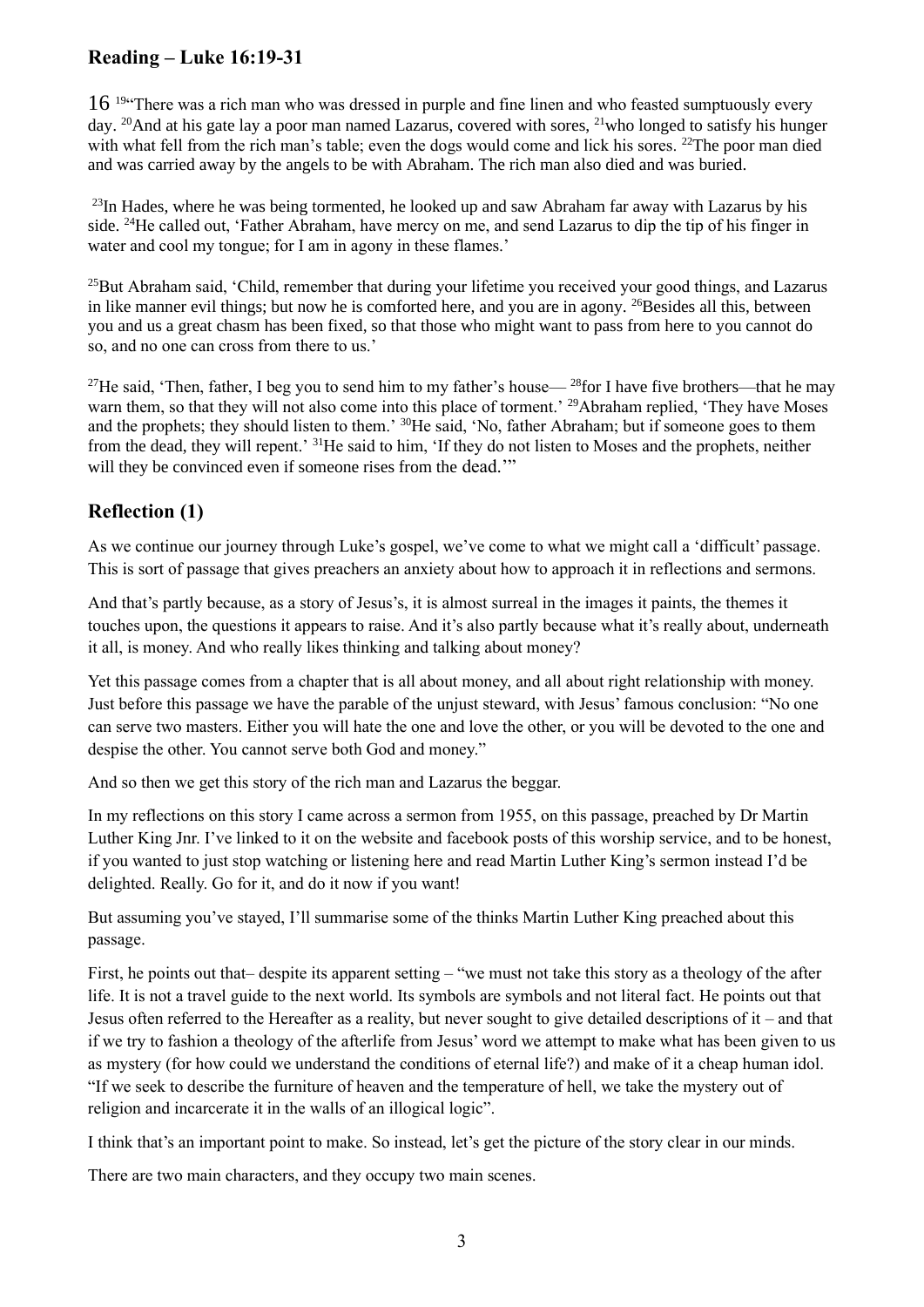## Reading – Luke 16:19-31

16 [19]"There was a rich man who was dressed in purple and fine linen and who feasted sumptuously every day. [20]And at his gate lay a poor man named Lazarus, covered with sores, [21]who longed to satisfy his hunger with what fell from the rich man's table; even the dogs would come and lick his sores. [22]The poor man died and was carried away by the angels to be with Abraham. The rich man also died and was buried.

[23]In Hades, where he was being tormented, he looked up and saw Abraham far away with Lazarus by his side. [24]He called out, 'Father Abraham, have mercy on me, and send Lazarus to dip the tip of his finger in water and cool my tongue; for I am in agony in these flames.'

[25]But Abraham said, 'Child, remember that during your lifetime you received your good things, and Lazarus in like manner evil things; but now he is comforted here, and you are in agony. [26]Besides all this, between you and us a great chasm has been fixed, so that those who might want to pass from here to you cannot do so, and no one can cross from there to us.'

[27]He said, 'Then, father, I beg you to send him to my father's house— [28]for I have five brothers—that he may warn them, so that they will not also come into this place of torment.' [29]Abraham replied, 'They have Moses and the prophets; they should listen to them.' [30]He said, 'No, father Abraham; but if someone goes to them from the dead, they will repent.' [31]He said to him, 'If they do not listen to Moses and the prophets, neither will they be convinced even if someone rises from the dead.'"

## Reflection (1)

As we continue our journey through Luke's gospel, we've come to what we might call a 'difficult' passage. This is sort of passage that gives preachers an anxiety about how to approach it in reflections and sermons.

And that's partly because, as a story of Jesus's, it is almost surreal in the images it paints, the themes it touches upon, the questions it appears to raise. And it's also partly because what it's really about, underneath it all, is money. And who really likes thinking and talking about money?

Yet this passage comes from a chapter that is all about money, and all about right relationship with money. Just before this passage we have the parable of the unjust steward, with Jesus' famous conclusion: "No one can serve two masters. Either you will hate the one and love the other, or you will be devoted to the one and despise the other. You cannot serve both God and money."

And so then we get this story of the rich man and Lazarus the beggar.

In my reflections on this story I came across a sermon from 1955, on this passage, preached by Dr Martin Luther King Jnr. I've linked to it on the website and facebook posts of this worship service, and to be honest, if you wanted to just stop watching or listening here and read Martin Luther King's sermon instead I'd be delighted. Really. Go for it, and do it now if you want!

But assuming you've stayed, I'll summarise some of the thinks Martin Luther King preached about this passage.

First, he points out that– despite its apparent setting – "we must not take this story as a theology of the after life. It is not a travel guide to the next world. Its symbols are symbols and not literal fact. He points out that Jesus often referred to the Hereafter as a reality, but never sought to give detailed descriptions of it – and that if we try to fashion a theology of the afterlife from Jesus' word we attempt to make what has been given to us as mystery (for how could we understand the conditions of eternal life?) and make of it a cheap human idol. "If we seek to describe the furniture of heaven and the temperature of hell, we take the mystery out of religion and incarcerate it in the walls of an illogical logic".

I think that's an important point to make. So instead, let's get the picture of the story clear in our minds.

There are two main characters, and they occupy two main scenes.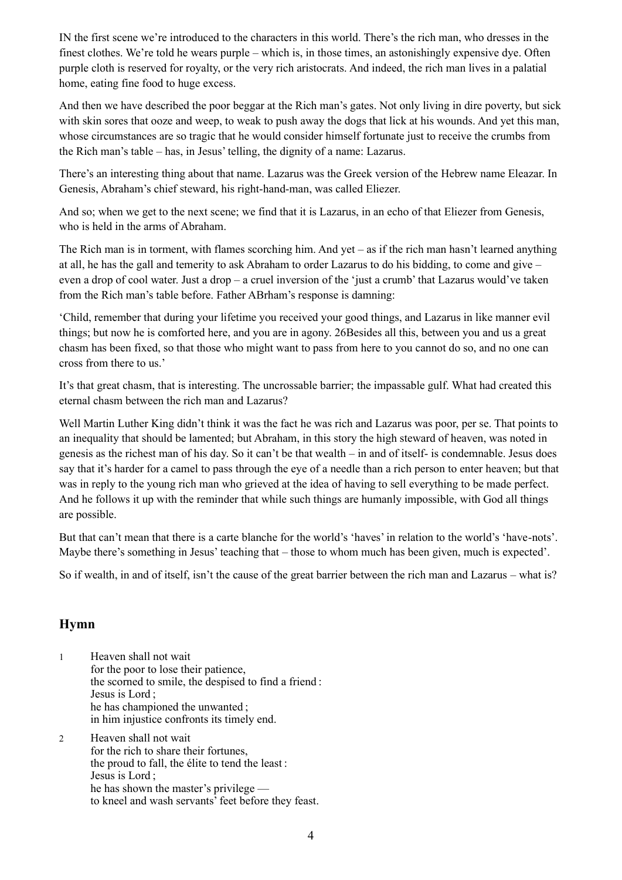IN the first scene we're introduced to the characters in this world. There's the rich man, who dresses in the finest clothes. We're told he wears purple – which is, in those times, an astonishingly expensive dye. Often purple cloth is reserved for royalty, or the very rich aristocrats. And indeed, the rich man lives in a palatial home, eating fine food to huge excess.

And then we have described the poor beggar at the Rich man's gates. Not only living in dire poverty, but sick with skin sores that ooze and weep, to weak to push away the dogs that lick at his wounds. And yet this man, whose circumstances are so tragic that he would consider himself fortunate just to receive the crumbs from the Rich man's table – has, in Jesus' telling, the dignity of a name: Lazarus.

There's an interesting thing about that name. Lazarus was the Greek version of the Hebrew name Eleazar. In Genesis, Abraham's chief steward, his right-hand-man, was called Eliezer.

And so; when we get to the next scene; we find that it is Lazarus, in an echo of that Eliezer from Genesis, who is held in the arms of Abraham.

The Rich man is in torment, with flames scorching him. And yet – as if the rich man hasn't learned anything at all, he has the gall and temerity to ask Abraham to order Lazarus to do his bidding, to come and give – even a drop of cool water. Just a drop – a cruel inversion of the 'just a crumb' that Lazarus would've taken from the Rich man's table before. Father ABrham's response is damning:

'Child, remember that during your lifetime you received your good things, and Lazarus in like manner evil things; but now he is comforted here, and you are in agony. 26Besides all this, between you and us a great chasm has been fixed, so that those who might want to pass from here to you cannot do so, and no one can cross from there to us.'

It's that great chasm, that is interesting. The uncrossable barrier; the impassable gulf. What had created this eternal chasm between the rich man and Lazarus?

Well Martin Luther King didn't think it was the fact he was rich and Lazarus was poor, per se. That points to an inequality that should be lamented; but Abraham, in this story the high steward of heaven, was noted in genesis as the richest man of his day. So it can't be that wealth – in and of itself- is condemnable. Jesus does say that it's harder for a camel to pass through the eye of a needle than a rich person to enter heaven; but that was in reply to the young rich man who grieved at the idea of having to sell everything to be made perfect. And he follows it up with the reminder that while such things are humanly impossible, with God all things are possible.

But that can't mean that there is a carte blanche for the world's 'haves' in relation to the world's 'have-nots'. Maybe there's something in Jesus' teaching that – those to whom much has been given, much is expected'.

So if wealth, in and of itself, isn't the cause of the great barrier between the rich man and Lazarus – what is?

## Hymn

1 Heaven shall not wait
for the poor to lose their patience,
the scorned to smile, the despised to find a friend :
Jesus is Lord ;
he has championed the unwanted ;
in him injustice confronts its timely end.

2 Heaven shall not wait
for the rich to share their fortunes,
the proud to fall, the élite to tend the least :
Jesus is Lord ;
he has shown the master's privilege —
to kneel and wash servants' feet before they feast.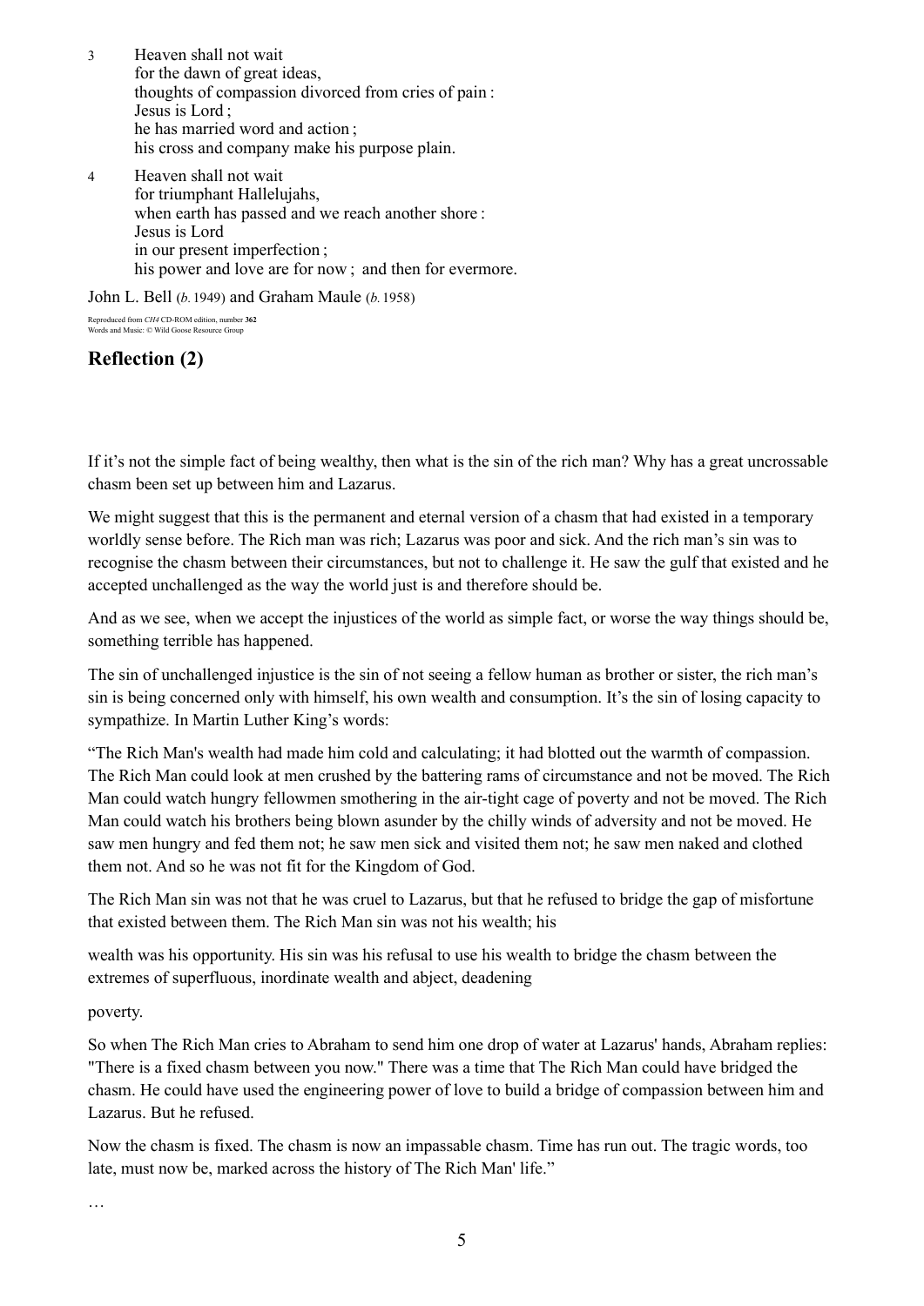3 Heaven shall not wait  
for the dawn of great ideas,  
thoughts of compassion divorced from cries of pain :  
Jesus is Lord ;  
he has married word and action ;  
his cross and company make his purpose plain.

4 Heaven shall not wait  
for triumphant Hallelujahs,  
when earth has passed and we reach another shore :  
Jesus is Lord  
in our present imperfection ;  
his power and love are for now ; and then for evermore.

John L. Bell (*b.* 1949) and Graham Maule (*b.* 1958)

Reproduced from *CH4* CD-ROM edition, number **362**  
Words and Music: © Wild Goose Resource Group

## Reflection (2)

If it's not the simple fact of being wealthy, then what is the sin of the rich man? Why has a great uncrossable chasm been set up between him and Lazarus.

We might suggest that this is the permanent and eternal version of a chasm that had existed in a temporary worldly sense before. The Rich man was rich; Lazarus was poor and sick. And the rich man's sin was to recognise the chasm between their circumstances, but not to challenge it. He saw the gulf that existed and he accepted unchallenged as the way the world just is and therefore should be.

And as we see, when we accept the injustices of the world as simple fact, or worse the way things should be, something terrible has happened.

The sin of unchallenged injustice is the sin of not seeing a fellow human as brother or sister, the rich man's sin is being concerned only with himself, his own wealth and consumption. It's the sin of losing capacity to sympathize. In Martin Luther King's words:

"The Rich Man's wealth had made him cold and calculating; it had blotted out the warmth of compassion. The Rich Man could look at men crushed by the battering rams of circumstance and not be moved. The Rich Man could watch hungry fellowmen smothering in the air-tight cage of poverty and not be moved. The Rich Man could watch his brothers being blown asunder by the chilly winds of adversity and not be moved. He saw men hungry and fed them not; he saw men sick and visited them not; he saw men naked and clothed them not. And so he was not fit for the Kingdom of God.

The Rich Man sin was not that he was cruel to Lazarus, but that he refused to bridge the gap of misfortune that existed between them. The Rich Man sin was not his wealth; his

wealth was his opportunity. His sin was his refusal to use his wealth to bridge the chasm between the extremes of superfluous, inordinate wealth and abject, deadening

poverty.

So when The Rich Man cries to Abraham to send him one drop of water at Lazarus' hands, Abraham replies: "There is a fixed chasm between you now." There was a time that The Rich Man could have bridged the chasm. He could have used the engineering power of love to build a bridge of compassion between him and Lazarus. But he refused.

Now the chasm is fixed. The chasm is now an impassable chasm. Time has run out. The tragic words, too late, must now be, marked across the history of The Rich Man' life."

…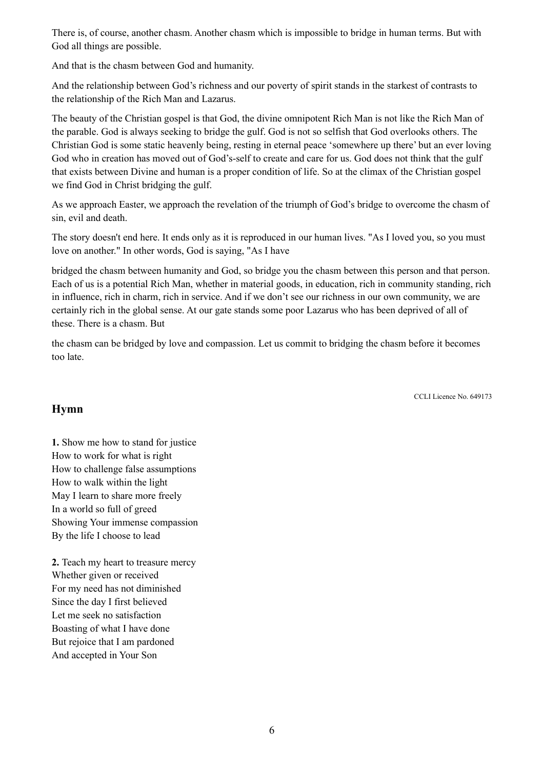There is, of course, another chasm. Another chasm which is impossible to bridge in human terms. But with God all things are possible.

And that is the chasm between God and humanity.

And the relationship between God's richness and our poverty of spirit stands in the starkest of contrasts to the relationship of the Rich Man and Lazarus.

The beauty of the Christian gospel is that God, the divine omnipotent Rich Man is not like the Rich Man of the parable. God is always seeking to bridge the gulf. God is not so selfish that God overlooks others. The Christian God is some static heavenly being, resting in eternal peace 'somewhere up there' but an ever loving God who in creation has moved out of God's-self to create and care for us. God does not think that the gulf that exists between Divine and human is a proper condition of life. So at the climax of the Christian gospel we find God in Christ bridging the gulf.

As we approach Easter, we approach the revelation of the triumph of God's bridge to overcome the chasm of sin, evil and death.

The story doesn't end here. It ends only as it is reproduced in our human lives. "As I loved you, so you must love on another." In other words, God is saying, "As I have bridged the chasm between humanity and God, so bridge you the chasm between this person and that person. Each of us is a potential Rich Man, whether in material goods, in education, rich in community standing, rich in influence, rich in charm, rich in service. And if we don't see our richness in our own community, we are certainly rich in the global sense. At our gate stands some poor Lazarus who has been deprived of all of these. There is a chasm. But the chasm can be bridged by love and compassion. Let us commit to bridging the chasm before it becomes too late.

CCLI Licence No. 649173

## Hymn

**1.** Show me how to stand for justice  
How to work for what is right  
How to challenge false assumptions  
How to walk within the light  
May I learn to share more freely  
In a world so full of greed  
Showing Your immense compassion  
By the life I choose to lead

**2.** Teach my heart to treasure mercy  
Whether given or received  
For my need has not diminished  
Since the day I first believed  
Let me seek no satisfaction  
Boasting of what I have done  
But rejoice that I am pardoned  
And accepted in Your Son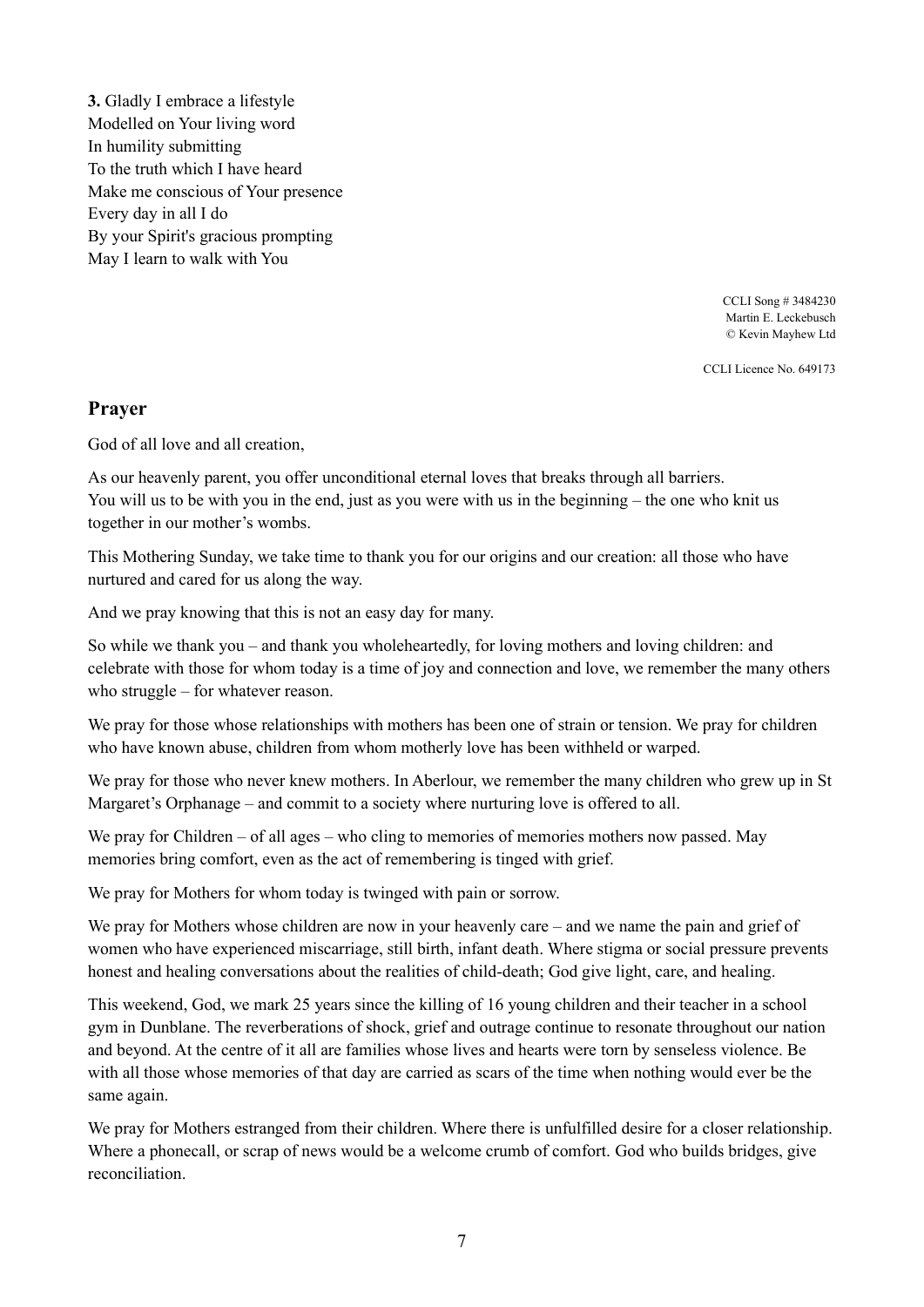**3.** Gladly I embrace a lifestyle  
Modelled on Your living word  
In humility submitting  
To the truth which I have heard  
Make me conscious of Your presence  
Every day in all I do  
By your Spirit's gracious prompting  
May I learn to walk with You

CCLI Song # 3484230  
Martin E. Leckebusch  
© Kevin Mayhew Ltd

CCLI Licence No. 649173

## Prayer

God of all love and all creation,

As our heavenly parent, you offer unconditional eternal loves that breaks through all barriers. You will us to be with you in the end, just as you were with us in the beginning – the one who knit us together in our mother's wombs.

This Mothering Sunday, we take time to thank you for our origins and our creation: all those who have nurtured and cared for us along the way.

And we pray knowing that this is not an easy day for many.

So while we thank you – and thank you wholeheartedly, for loving mothers and loving children: and celebrate with those for whom today is a time of joy and connection and love, we remember the many others who struggle – for whatever reason.

We pray for those whose relationships with mothers has been one of strain or tension. We pray for children who have known abuse, children from whom motherly love has been withheld or warped.

We pray for those who never knew mothers. In Aberlour, we remember the many children who grew up in St Margaret's Orphanage – and commit to a society where nurturing love is offered to all.

We pray for Children – of all ages – who cling to memories of memories mothers now passed. May memories bring comfort, even as the act of remembering is tinged with grief.

We pray for Mothers for whom today is twinged with pain or sorrow.

We pray for Mothers whose children are now in your heavenly care – and we name the pain and grief of women who have experienced miscarriage, still birth, infant death. Where stigma or social pressure prevents honest and healing conversations about the realities of child-death; God give light, care, and healing.

This weekend, God, we mark 25 years since the killing of 16 young children and their teacher in a school gym in Dunblane. The reverberations of shock, grief and outrage continue to resonate throughout our nation and beyond. At the centre of it all are families whose lives and hearts were torn by senseless violence. Be with all those whose memories of that day are carried as scars of the time when nothing would ever be the same again.

We pray for Mothers estranged from their children. Where there is unfulfilled desire for a closer relationship. Where a phonecall, or scrap of news would be a welcome crumb of comfort. God who builds bridges, give reconciliation.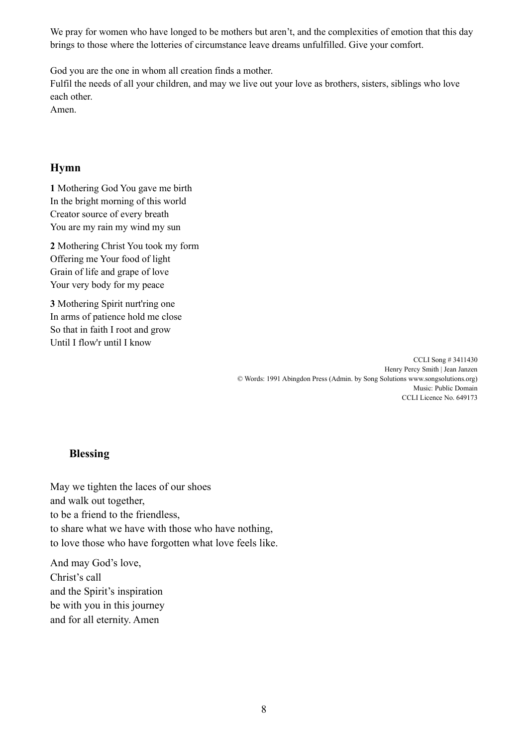We pray for women who have longed to be mothers but aren't, and the complexities of emotion that this day brings to those where the lotteries of circumstance leave dreams unfulfilled. Give your comfort.

God you are the one in whom all creation finds a mother.
Fulfil the needs of all your children, and may we live out your love as brothers, sisters, siblings who love each other.
Amen.

## Hymn

**1** Mothering God You gave me birth
In the bright morning of this world
Creator source of every breath
You are my rain my wind my sun

**2** Mothering Christ You took my form
Offering me Your food of light
Grain of life and grape of love
Your very body for my peace

**3** Mothering Spirit nurt'ring one
In arms of patience hold me close
So that in faith I root and grow
Until I flow'r until I know

CCLI Song # 3411430
Henry Percy Smith | Jean Janzen
© Words: 1991 Abingdon Press (Admin. by Song Solutions www.songsolutions.org)
Music: Public Domain
CCLI Licence No. 649173

## Blessing

May we tighten the laces of our shoes
and walk out together,
to be a friend to the friendless,
to share what we have with those who have nothing,
to love those who have forgotten what love feels like.

And may God's love,
Christ's call
and the Spirit's inspiration
be with you in this journey
and for all eternity. Amen